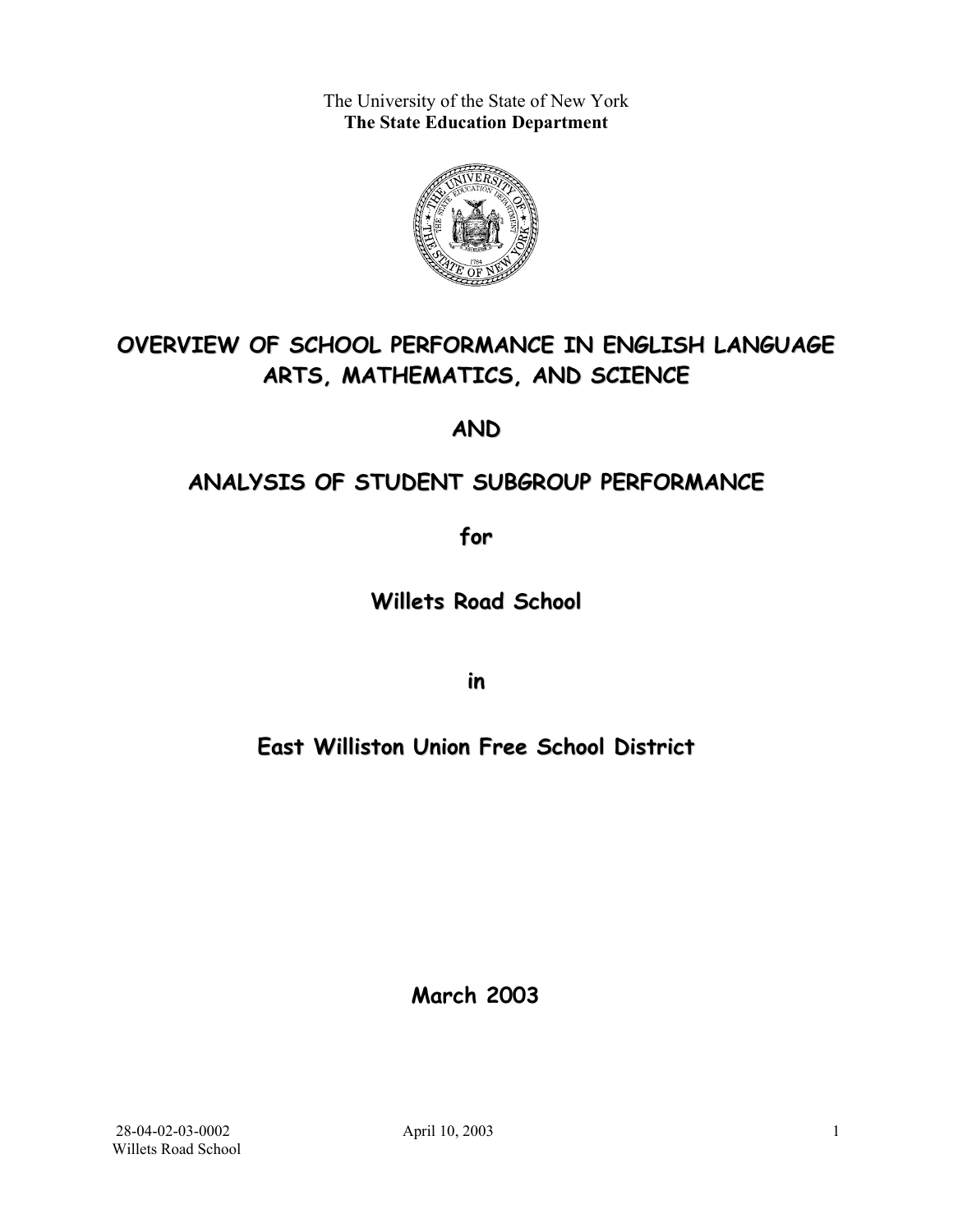The University of the State of New York
**The State Education Department**

# OVERVIEW OF SCHOOL PERFORMANCE IN ENGLISH LANGUAGE ARTS, MATHEMATICS, AND SCIENCE

# AND

# ANALYSIS OF STUDENT SUBGROUP PERFORMANCE

## for

## Willets Road School

## in

## East Williston Union Free School District

**March 2003**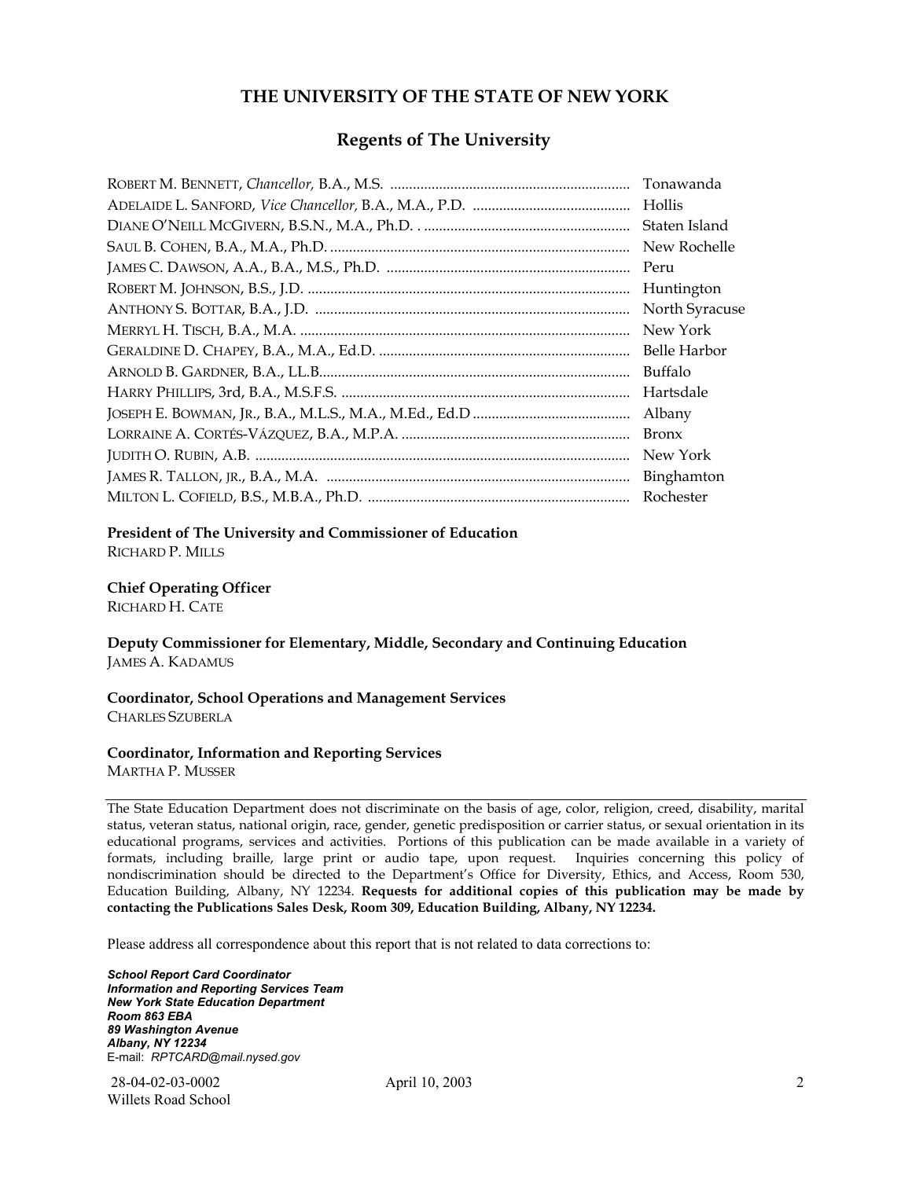## THE UNIVERSITY OF THE STATE OF NEW YORK

### Regents of The University

| | |
|---|---|
| ROBERT M. BENNETT, *Chancellor,* B.A., M.S. | Tonawanda |
| ADELAIDE L. SANFORD, *Vice Chancellor,* B.A., M.A., P.D. | Hollis |
| DIANE O'NEILL MCGIVERN, B.S.N., M.A., Ph.D. | Staten Island |
| SAUL B. COHEN, B.A., M.A., Ph.D. | New Rochelle |
| JAMES C. DAWSON, A.A., B.A., M.S., Ph.D. | Peru |
| ROBERT M. JOHNSON, B.S., J.D. | Huntington |
| ANTHONY S. BOTTAR, B.A., J.D. | North Syracuse |
| MERRYL H. TISCH, B.A., M.A. | New York |
| GERALDINE D. CHAPEY, B.A., M.A., Ed.D. | Belle Harbor |
| ARNOLD B. GARDNER, B.A., LL.B. | Buffalo |
| HARRY PHILLIPS, 3rd, B.A., M.S.F.S. | Hartsdale |
| JOSEPH E. BOWMAN, JR., B.A., M.L.S., M.A., M.Ed., Ed.D | Albany |
| LORRAINE A. CORTÉS-VÁZQUEZ, B.A., M.P.A. | Bronx |
| JUDITH O. RUBIN, A.B. | New York |
| JAMES R. TALLON, JR., B.A., M.A. | Binghamton |
| MILTON L. COFIELD, B.S., M.B.A., Ph.D. | Rochester |

**President of The University and Commissioner of Education**
RICHARD P. MILLS

**Chief Operating Officer**
RICHARD H. CATE

**Deputy Commissioner for Elementary, Middle, Secondary and Continuing Education**
JAMES A. KADAMUS

**Coordinator, School Operations and Management Services**
CHARLES SZUBERLA

**Coordinator, Information and Reporting Services**
MARTHA P. MUSSER

---

The State Education Department does not discriminate on the basis of age, color, religion, creed, disability, marital status, veteran status, national origin, race, gender, genetic predisposition or carrier status, or sexual orientation in its educational programs, services and activities. Portions of this publication can be made available in a variety of formats, including braille, large print or audio tape, upon request. Inquiries concerning this policy of nondiscrimination should be directed to the Department's Office for Diversity, Ethics, and Access, Room 530, Education Building, Albany, NY 12234. **Requests for additional copies of this publication may be made by contacting the Publications Sales Desk, Room 309, Education Building, Albany, NY 12234.**

Please address all correspondence about this report that is not related to data corrections to:

***School Report Card Coordinator***
***Information and Reporting Services Team***
***New York State Education Department***
***Room 863 EBA***
***89 Washington Avenue***
***Albany, NY 12234***
E-mail: *RPTCARD@mail.nysed.gov*

28-04-02-03-0002
Willets Road School

April 10, 2003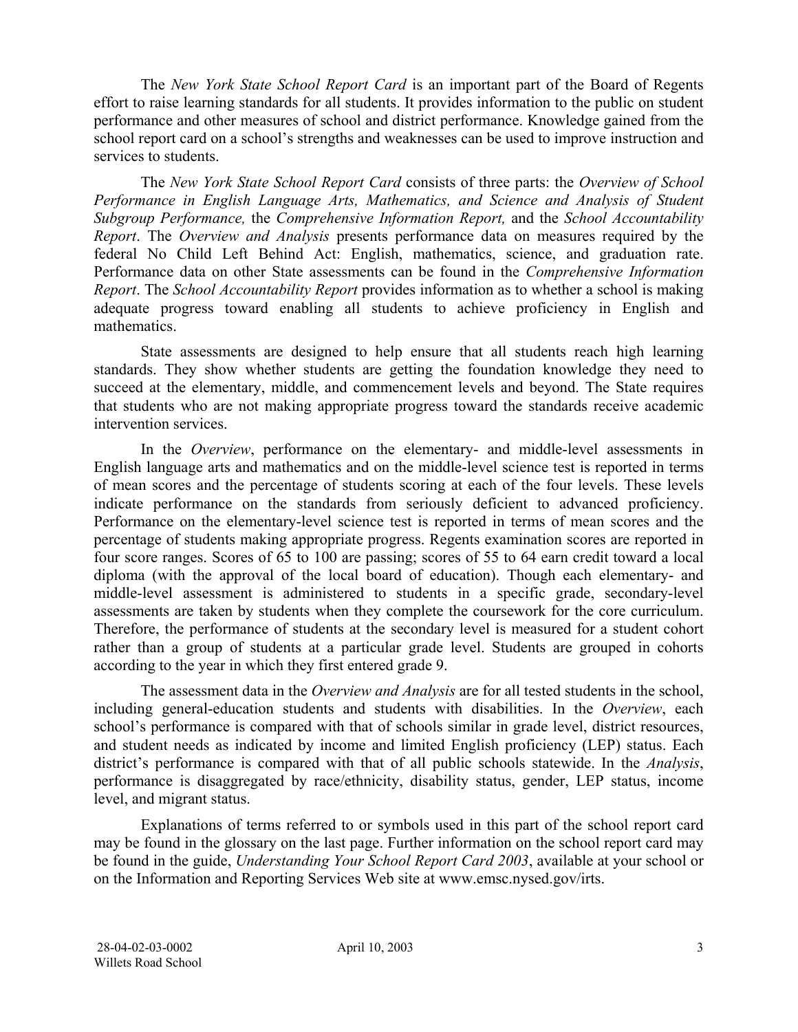The *New York State School Report Card* is an important part of the Board of Regents effort to raise learning standards for all students. It provides information to the public on student performance and other measures of school and district performance. Knowledge gained from the school report card on a school's strengths and weaknesses can be used to improve instruction and services to students.

The *New York State School Report Card* consists of three parts: the *Overview of School Performance in English Language Arts, Mathematics, and Science and Analysis of Student Subgroup Performance,* the *Comprehensive Information Report,* and the *School Accountability Report*. The *Overview and Analysis* presents performance data on measures required by the federal No Child Left Behind Act: English, mathematics, science, and graduation rate. Performance data on other State assessments can be found in the *Comprehensive Information Report*. The *School Accountability Report* provides information as to whether a school is making adequate progress toward enabling all students to achieve proficiency in English and mathematics.

State assessments are designed to help ensure that all students reach high learning standards. They show whether students are getting the foundation knowledge they need to succeed at the elementary, middle, and commencement levels and beyond. The State requires that students who are not making appropriate progress toward the standards receive academic intervention services.

In the *Overview*, performance on the elementary- and middle-level assessments in English language arts and mathematics and on the middle-level science test is reported in terms of mean scores and the percentage of students scoring at each of the four levels. These levels indicate performance on the standards from seriously deficient to advanced proficiency. Performance on the elementary-level science test is reported in terms of mean scores and the percentage of students making appropriate progress. Regents examination scores are reported in four score ranges. Scores of 65 to 100 are passing; scores of 55 to 64 earn credit toward a local diploma (with the approval of the local board of education). Though each elementary- and middle-level assessment is administered to students in a specific grade, secondary-level assessments are taken by students when they complete the coursework for the core curriculum. Therefore, the performance of students at the secondary level is measured for a student cohort rather than a group of students at a particular grade level. Students are grouped in cohorts according to the year in which they first entered grade 9.

The assessment data in the *Overview and Analysis* are for all tested students in the school, including general-education students and students with disabilities. In the *Overview*, each school's performance is compared with that of schools similar in grade level, district resources, and student needs as indicated by income and limited English proficiency (LEP) status. Each district's performance is compared with that of all public schools statewide. In the *Analysis*, performance is disaggregated by race/ethnicity, disability status, gender, LEP status, income level, and migrant status.

Explanations of terms referred to or symbols used in this part of the school report card may be found in the glossary on the last page. Further information on the school report card may be found in the guide, *Understanding Your School Report Card 2003*, available at your school or on the Information and Reporting Services Web site at www.emsc.nysed.gov/irts.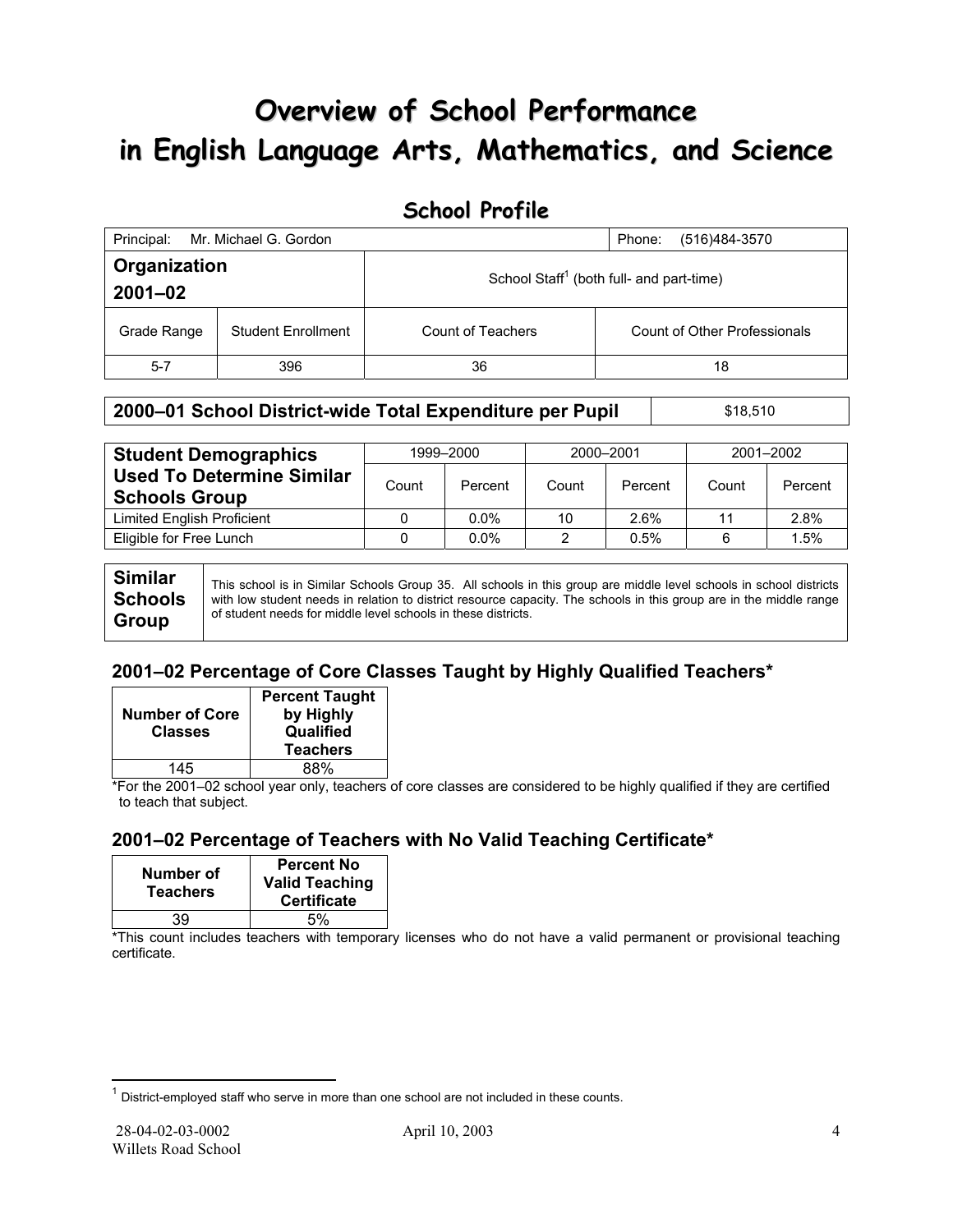# Overview of School Performance in English Language Arts, Mathematics, and Science

## School Profile

| Principal: Mr. Michael G. Gordon | | | Phone: (516)484-3570 |
|---|---|---|---|
| **Organization 2001–02** | | School Staff[1] (both full- and part-time) | |
| Grade Range | Student Enrollment | Count of Teachers | Count of Other Professionals |
| 5-7 | 396 | 36 | 18 |

| **2000–01 School District-wide Total Expenditure per Pupil** | $18,510 |
|---|---|

| **Student Demographics Used To Determine Similar Schools Group** | 1999–2000 | | 2000–2001 | | 2001–2002 | |
|---|---|---|---|---|---|---|
| | Count | Percent | Count | Percent | Count | Percent |
| Limited English Proficient | 0 | 0.0% | 10 | 2.6% | 11 | 2.8% |
| Eligible for Free Lunch | 0 | 0.0% | 2 | 0.5% | 6 | 1.5% |

| **Similar Schools Group** | This school is in Similar Schools Group 35. All schools in this group are middle level schools in school districts with low student needs in relation to district resource capacity. The schools in this group are in the middle range of student needs for middle level schools in these districts. |
|---|---|

### 2001–02 Percentage of Core Classes Taught by Highly Qualified Teachers*

| Number of Core Classes | Percent Taught by Highly Qualified Teachers |
|---|---|
| 145 | 88% |

*For the 2001–02 school year only, teachers of core classes are considered to be highly qualified if they are certified to teach that subject.

### 2001–02 Percentage of Teachers with No Valid Teaching Certificate*

| Number of Teachers | Percent No Valid Teaching Certificate |
|---|---|
| 39 | 5% |

*This count includes teachers with temporary licenses who do not have a valid permanent or provisional teaching certificate.

[1] District-employed staff who serve in more than one school are not included in these counts.

28-04-02-03-0002
Willets Road School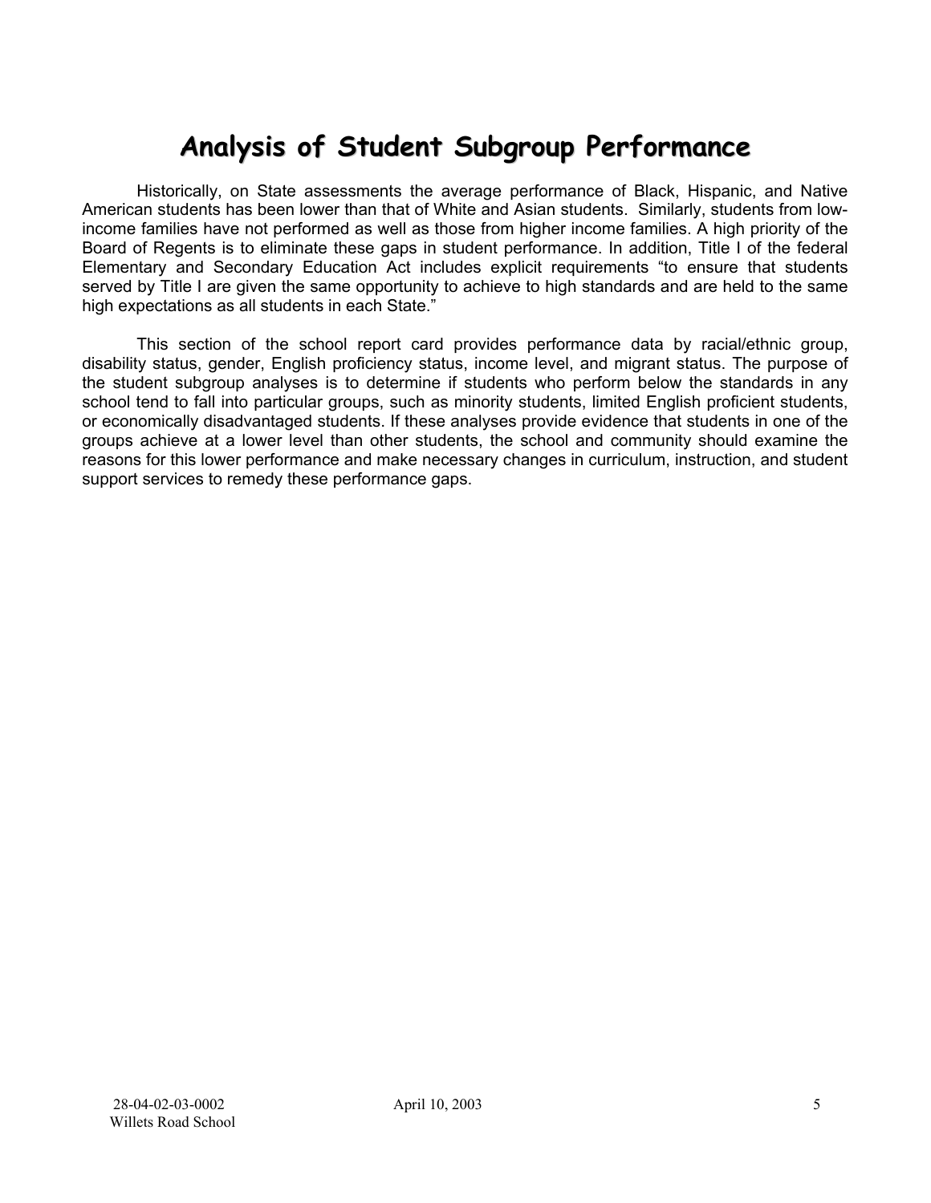# Analysis of Student Subgroup Performance

Historically, on State assessments the average performance of Black, Hispanic, and Native American students has been lower than that of White and Asian students. Similarly, students from low-income families have not performed as well as those from higher income families. A high priority of the Board of Regents is to eliminate these gaps in student performance. In addition, Title I of the federal Elementary and Secondary Education Act includes explicit requirements "to ensure that students served by Title I are given the same opportunity to achieve to high standards and are held to the same high expectations as all students in each State."

This section of the school report card provides performance data by racial/ethnic group, disability status, gender, English proficiency status, income level, and migrant status. The purpose of the student subgroup analyses is to determine if students who perform below the standards in any school tend to fall into particular groups, such as minority students, limited English proficient students, or economically disadvantaged students. If these analyses provide evidence that students in one of the groups achieve at a lower level than other students, the school and community should examine the reasons for this lower performance and make necessary changes in curriculum, instruction, and student support services to remedy these performance gaps.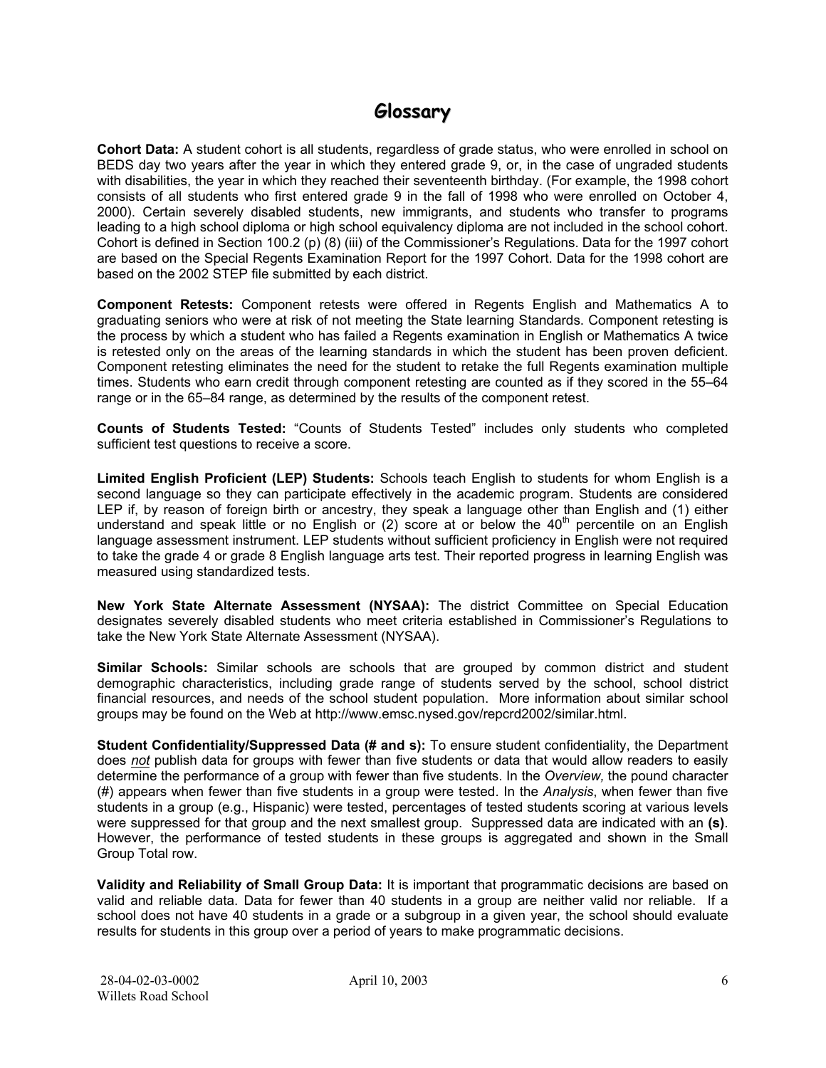# Glossary

**Cohort Data:** A student cohort is all students, regardless of grade status, who were enrolled in school on BEDS day two years after the year in which they entered grade 9, or, in the case of ungraded students with disabilities, the year in which they reached their seventeenth birthday. (For example, the 1998 cohort consists of all students who first entered grade 9 in the fall of 1998 who were enrolled on October 4, 2000). Certain severely disabled students, new immigrants, and students who transfer to programs leading to a high school diploma or high school equivalency diploma are not included in the school cohort. Cohort is defined in Section 100.2 (p) (8) (iii) of the Commissioner's Regulations. Data for the 1997 cohort are based on the Special Regents Examination Report for the 1997 Cohort. Data for the 1998 cohort are based on the 2002 STEP file submitted by each district.

**Component Retests:** Component retests were offered in Regents English and Mathematics A to graduating seniors who were at risk of not meeting the State learning Standards. Component retesting is the process by which a student who has failed a Regents examination in English or Mathematics A twice is retested only on the areas of the learning standards in which the student has been proven deficient. Component retesting eliminates the need for the student to retake the full Regents examination multiple times. Students who earn credit through component retesting are counted as if they scored in the 55–64 range or in the 65–84 range, as determined by the results of the component retest.

**Counts of Students Tested:** "Counts of Students Tested" includes only students who completed sufficient test questions to receive a score.

**Limited English Proficient (LEP) Students:** Schools teach English to students for whom English is a second language so they can participate effectively in the academic program. Students are considered LEP if, by reason of foreign birth or ancestry, they speak a language other than English and (1) either understand and speak little or no English or (2) score at or below the 40th percentile on an English language assessment instrument. LEP students without sufficient proficiency in English were not required to take the grade 4 or grade 8 English language arts test. Their reported progress in learning English was measured using standardized tests.

**New York State Alternate Assessment (NYSAA):** The district Committee on Special Education designates severely disabled students who meet criteria established in Commissioner's Regulations to take the New York State Alternate Assessment (NYSAA).

**Similar Schools:** Similar schools are schools that are grouped by common district and student demographic characteristics, including grade range of students served by the school, school district financial resources, and needs of the school student population. More information about similar school groups may be found on the Web at http://www.emsc.nysed.gov/repcrd2002/similar.html.

**Student Confidentiality/Suppressed Data (# and s):** To ensure student confidentiality, the Department does *not* publish data for groups with fewer than five students or data that would allow readers to easily determine the performance of a group with fewer than five students. In the *Overview,* the pound character (#) appears when fewer than five students in a group were tested. In the *Analysis*, when fewer than five students in a group (e.g., Hispanic) were tested, percentages of tested students scoring at various levels were suppressed for that group and the next smallest group. Suppressed data are indicated with an **(s)**. However, the performance of tested students in these groups is aggregated and shown in the Small Group Total row.

**Validity and Reliability of Small Group Data:** It is important that programmatic decisions are based on valid and reliable data. Data for fewer than 40 students in a group are neither valid nor reliable. If a school does not have 40 students in a grade or a subgroup in a given year, the school should evaluate results for students in this group over a period of years to make programmatic decisions.